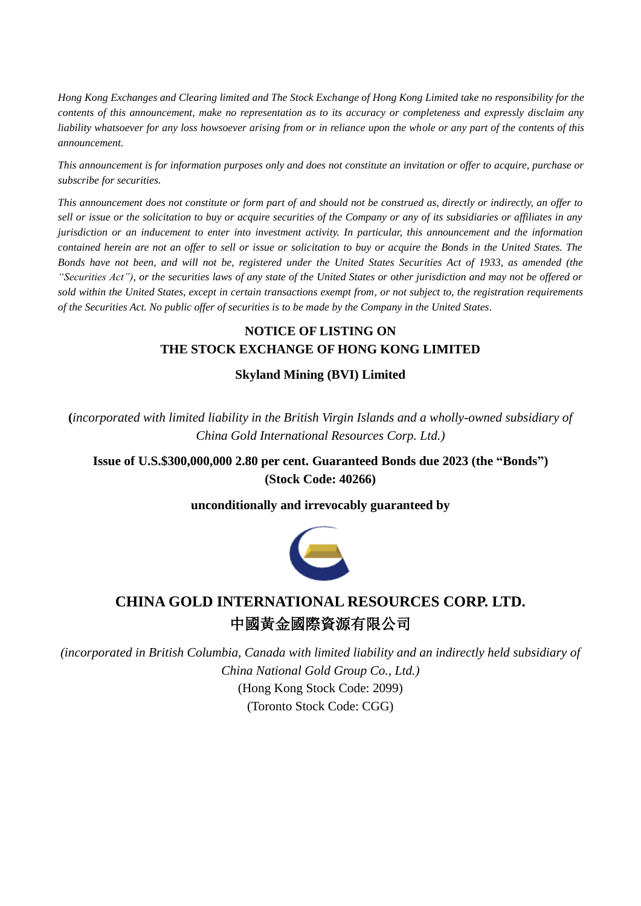*Hong Kong Exchanges and Clearing limited and The Stock Exchange of Hong Kong Limited take no responsibility for the contents of this announcement, make no representation as to its accuracy or completeness and expressly disclaim any liability whatsoever for any loss howsoever arising from or in reliance upon the whole or any part of the contents of this announcement.*

*This announcement is for information purposes only and does not constitute an invitation or offer to acquire, purchase or subscribe for securities.*

*This announcement does not constitute or form part of and should not be construed as, directly or indirectly, an offer to sell or issue or the solicitation to buy or acquire securities of the Company or any of its subsidiaries or affiliates in any jurisdiction or an inducement to enter into investment activity. In particular, this announcement and the information contained herein are not an offer to sell or issue or solicitation to buy or acquire the Bonds in the United States. The Bonds have not been, and will not be, registered under the United States Securities Act of 1933, as amended (the "Securities Act"), or the securities laws of any state of the United States or other jurisdiction and may not be offered or sold within the United States, except in certain transactions exempt from, or not subject to, the registration requirements of the Securities Act. No public offer of securities is to be made by the Company in the United States.*

**NOTICE OF LISTING ON**
**THE STOCK EXCHANGE OF HONG KONG LIMITED**

**Skyland Mining (BVI) Limited**

**(***incorporated with limited liability in the British Virgin Islands and a wholly-owned subsidiary of China Gold International Resources Corp. Ltd.)*

**Issue of U.S.$300,000,000 2.80 per cent. Guaranteed Bonds due 2023 (the "Bonds")**
**(Stock Code: 40266)**

**unconditionally and irrevocably guaranteed by**

**CHINA GOLD INTERNATIONAL RESOURCES CORP. LTD.**
**中國黃金國際資源有限公司**

*(incorporated in British Columbia, Canada with limited liability and an indirectly held subsidiary of China National Gold Group Co., Ltd.)*

(Hong Kong Stock Code: 2099)
(Toronto Stock Code: CGG)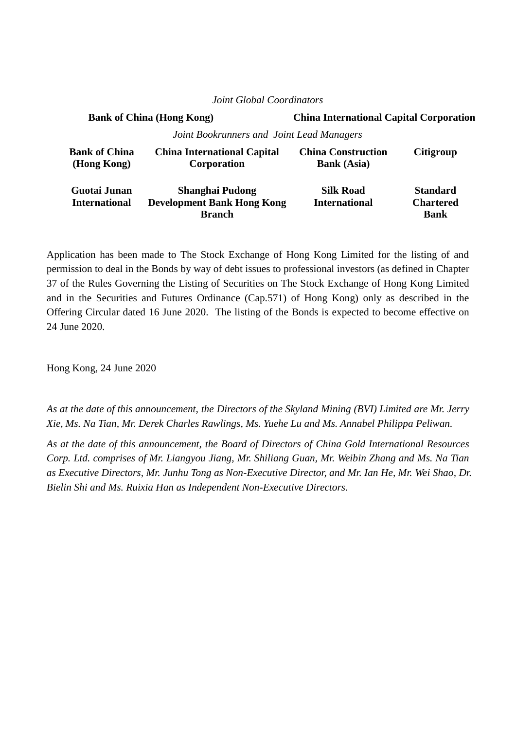*Joint Global Coordinators*

| | |
|---|---|
| **Bank of China (Hong Kong)** | **China International Capital Corporation** |

*Joint Bookrunners and Joint Lead Managers*

| | | | |
|---|---|---|---|
| **Bank of China (Hong Kong)** | **China International Capital Corporation** | **China Construction Bank (Asia)** | **Citigroup** |
| **Guotai Junan International** | **Shanghai Pudong Development Bank Hong Kong Branch** | **Silk Road International** | **Standard Chartered Bank** |

Application has been made to The Stock Exchange of Hong Kong Limited for the listing of and permission to deal in the Bonds by way of debt issues to professional investors (as defined in Chapter 37 of the Rules Governing the Listing of Securities on The Stock Exchange of Hong Kong Limited and in the Securities and Futures Ordinance (Cap.571) of Hong Kong) only as described in the Offering Circular dated 16 June 2020. The listing of the Bonds is expected to become effective on 24 June 2020.

Hong Kong, 24 June 2020

*As at the date of this announcement, the Directors of the Skyland Mining (BVI) Limited are Mr. Jerry Xie, Ms. Na Tian, Mr. Derek Charles Rawlings, Ms. Yuehe Lu and Ms. Annabel Philippa Peliwan.*

*As at the date of this announcement, the Board of Directors of China Gold International Resources Corp. Ltd. comprises of Mr. Liangyou Jiang, Mr. Shiliang Guan, Mr. Weibin Zhang and Ms. Na Tian as Executive Directors, Mr. Junhu Tong as Non-Executive Director, and Mr. Ian He, Mr. Wei Shao, Dr. Bielin Shi and Ms. Ruixia Han as Independent Non-Executive Directors.*